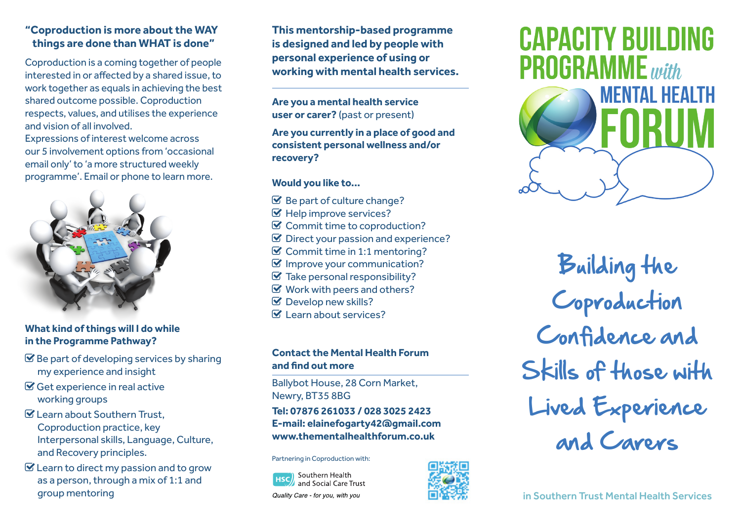**"Coproduction is more about the WAY things are done than WHAT is done"**

Coproduction is a coming together of people interested in or affected by a shared issue, to work together as equals in achieving the best shared outcome possible. Coproduction respects, values, and utilises the experience and vision of all involved.
Expressions of interest welcome across our 5 involvement options from 'occasional email only' to 'a more structured weekly programme'. Email or phone to learn more.

### What kind of things will I do while in the Programme Pathway?

- Be part of developing services by sharing my experience and insight
- Get experience in real active working groups
- Learn about Southern Trust, Coproduction practice, key Interpersonal skills, Language, Culture, and Recovery principles.
- Learn to direct my passion and to grow as a person, through a mix of 1:1 and group mentoring

**This mentorship-based programme is designed and led by people with personal experience of using or working with mental health services.**

**Are you a mental health service user or carer?** (past or present)

**Are you currently in a place of good and consistent personal wellness and/or recovery?**

**Would you like to...**

- Be part of culture change?
- Help improve services?
- Commit time to coproduction?
- Direct your passion and experience?
- Commit time in 1:1 mentoring?
- Improve your communication?
- Take personal responsibility?
- Work with peers and others?
- Develop new skills?
- Learn about services?

### Contact the Mental Health Forum and find out more

Ballybot House, 28 Corn Market,
Newry, BT35 8BG

**Tel: 07876 261033 / 028 3025 2423**
**E-mail: elainefogarty42@gmail.com**
**www.thementalhealthforum.co.uk**

Partnering in Coproduction with:

Southern Health and Social Care Trust
*Quality Care - for you, with you*

# CAPACITY BUILDING PROGRAMME *with* MENTAL HEALTH FORUM

## Building the Coproduction Confidence and Skills of those with Lived Experience and Carers

in Southern Trust Mental Health Services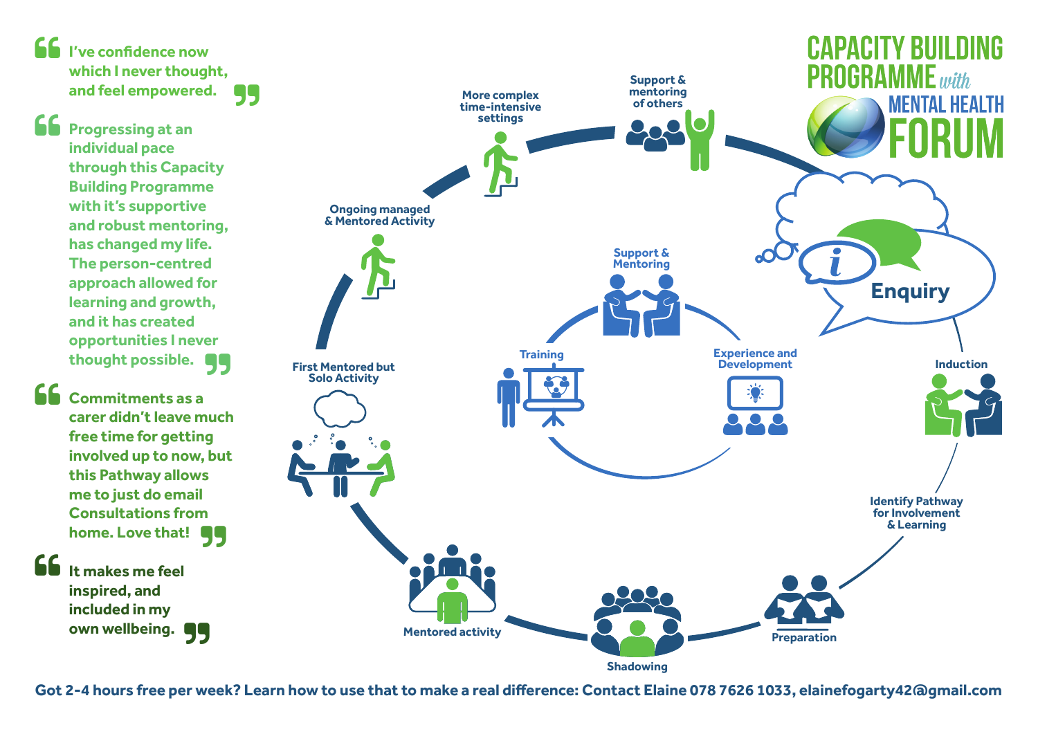# CAPACITY BUILDING PROGRAMME *with* MENTAL HEALTH FORUM

> "I've confidence now which I never thought, and feel empowered."

> "Progressing at an individual pace through this Capacity Building Programme with it's supportive and robust mentoring, has changed my life. The person-centred approach allowed for learning and growth, and it has created opportunities I never thought possible."

> "Commitments as a carer didn't leave much free time for getting involved up to now, but this Pathway allows me to just do email Consultations from home. Love that!"

> "It makes me feel inspired, and included in my own wellbeing."

Enquiry

Induction

Identify Pathway for Involvement & Learning

Preparation

Shadowing

Mentored activity

First Mentored but Solo Activity

Ongoing managed & Mentored Activity

More complex time-intensive settings

Support & mentoring of others

Support & Mentoring

Experience and Development

Training

**Got 2-4 hours free per week? Learn how to use that to make a real difference: Contact Elaine 078 7626 1033, elainefogarty42@gmail.com**